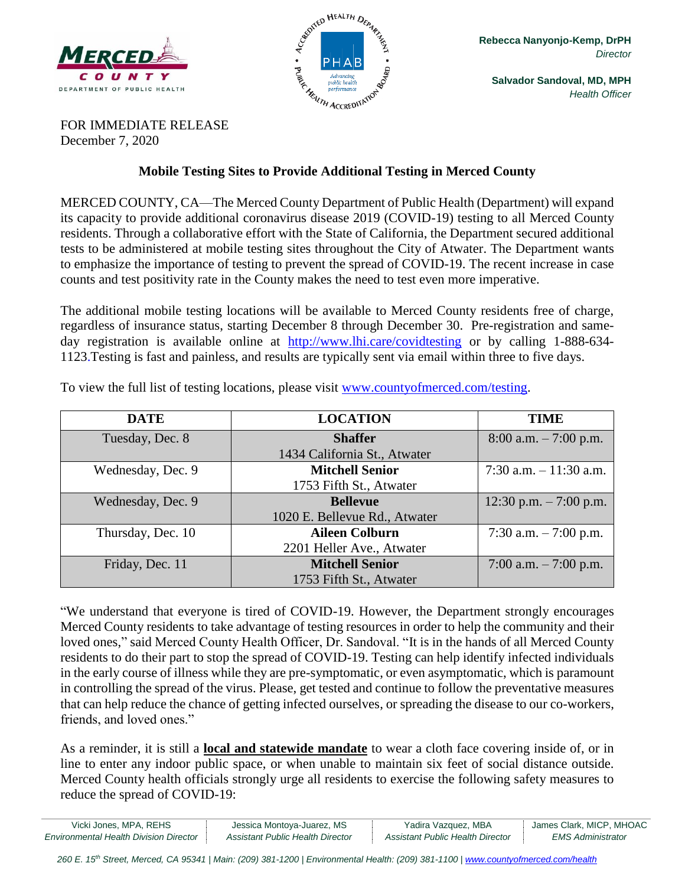Rebecca Nanyonjo-Kemp, DrPH
*Director*

Salvador Sandoval, MD, MPH
*Health Officer*

FOR IMMEDIATE RELEASE
December 7, 2020

**Mobile Testing Sites to Provide Additional Testing in Merced County**

MERCED COUNTY, CA—The Merced County Department of Public Health (Department) will expand its capacity to provide additional coronavirus disease 2019 (COVID-19) testing to all Merced County residents. Through a collaborative effort with the State of California, the Department secured additional tests to be administered at mobile testing sites throughout the City of Atwater. The Department wants to emphasize the importance of testing to prevent the spread of COVID-19. The recent increase in case counts and test positivity rate in the County makes the need to test even more imperative.

The additional mobile testing locations will be available to Merced County residents free of charge, regardless of insurance status, starting December 8 through December 30. Pre-registration and same-day registration is available online at http://www.lhi.care/covidtesting or by calling 1-888-634-1123.Testing is fast and painless, and results are typically sent via email within three to five days.

To view the full list of testing locations, please visit www.countyofmerced.com/testing.

| DATE | LOCATION | TIME |
|---|---|---|
| Tuesday, Dec. 8 | **Shaffer** 1434 California St., Atwater | 8:00 a.m. – 7:00 p.m. |
| Wednesday, Dec. 9 | **Mitchell Senior** 1753 Fifth St., Atwater | 7:30 a.m. – 11:30 a.m. |
| Wednesday, Dec. 9 | **Bellevue** 1020 E. Bellevue Rd., Atwater | 12:30 p.m. – 7:00 p.m. |
| Thursday, Dec. 10 | **Aileen Colburn** 2201 Heller Ave., Atwater | 7:30 a.m. – 7:00 p.m. |
| Friday, Dec. 11 | **Mitchell Senior** 1753 Fifth St., Atwater | 7:00 a.m. – 7:00 p.m. |

"We understand that everyone is tired of COVID-19. However, the Department strongly encourages Merced County residents to take advantage of testing resources in order to help the community and their loved ones," said Merced County Health Officer, Dr. Sandoval. "It is in the hands of all Merced County residents to do their part to stop the spread of COVID-19. Testing can help identify infected individuals in the early course of illness while they are pre-symptomatic, or even asymptomatic, which is paramount in controlling the spread of the virus. Please, get tested and continue to follow the preventative measures that can help reduce the chance of getting infected ourselves, or spreading the disease to our co-workers, friends, and loved ones."

As a reminder, it is still a **local and statewide mandate** to wear a cloth face covering inside of, or in line to enter any indoor public space, or when unable to maintain six feet of social distance outside. Merced County health officials strongly urge all residents to exercise the following safety measures to reduce the spread of COVID-19:

| Vicki Jones, MPA, REHS | Jessica Montoya-Juarez, MS | Yadira Vazquez, MBA | James Clark, MICP, MHOAC |
|---|---|---|---|
| *Environmental Health Division Director* | *Assistant Public Health Director* | *Assistant Public Health Director* | *EMS Administrator* |

*260 E. 15th Street, Merced, CA 95341 | Main: (209) 381-1200 | Environmental Health: (209) 381-1100 | www.countyofmerced.com/health*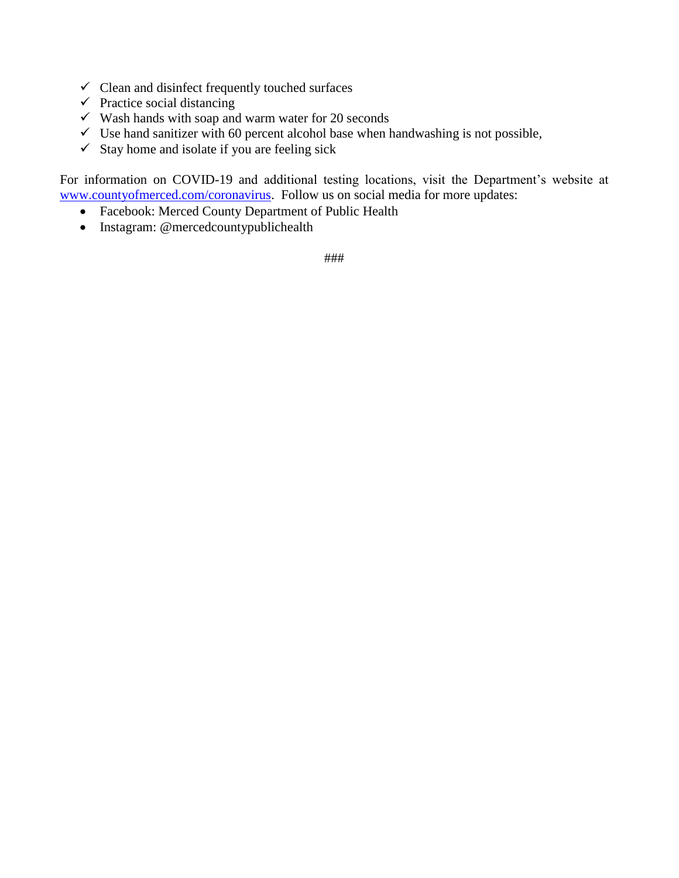- ✓ Clean and disinfect frequently touched surfaces
- ✓ Practice social distancing
- ✓ Wash hands with soap and warm water for 20 seconds
- ✓ Use hand sanitizer with 60 percent alcohol base when handwashing is not possible,
- ✓ Stay home and isolate if you are feeling sick

For information on COVID-19 and additional testing locations, visit the Department's website at [www.countyofmerced.com/coronavirus](http://www.countyofmerced.com/coronavirus). Follow us on social media for more updates:

- Facebook: Merced County Department of Public Health
- Instagram: @mercedcountypublichealth

###